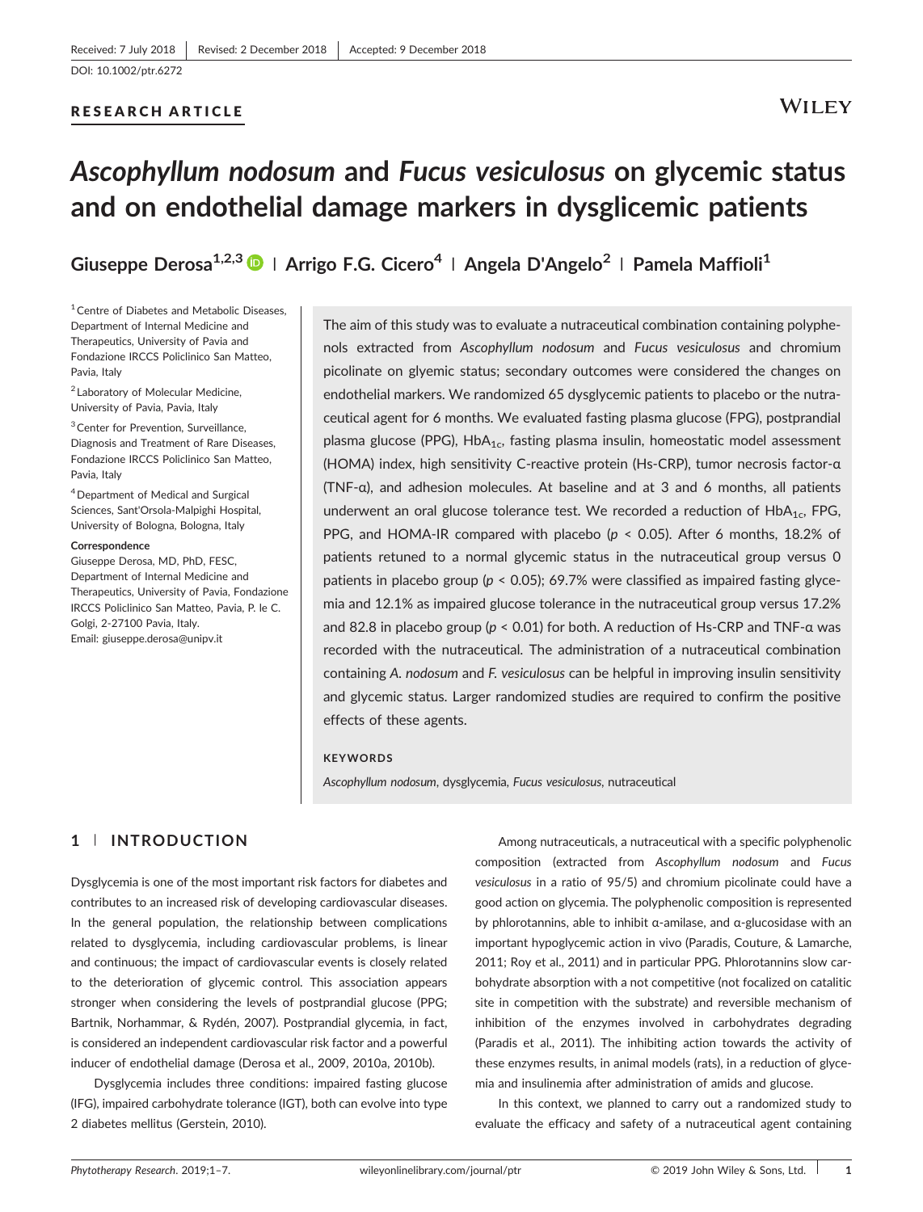Received: 7 July 2018 | Revised: 2 December 2018 | Accepted: 9 December 2018

DOI: 10.1002/ptr.6272

RESEARCH ARTICLE

# *Ascophyllum nodosum* and *Fucus vesiculosus* on glycemic status and on endothelial damage markers in dysglicemic patients

**Giuseppe Derosa**[1,2,3] | **Arrigo F.G. Cicero**[4] | **Angela D'Angelo**[2] | **Pamela Maffioli**[1]

[1] Centre of Diabetes and Metabolic Diseases, Department of Internal Medicine and Therapeutics, University of Pavia and Fondazione IRCCS Policlinico San Matteo, Pavia, Italy

[2] Laboratory of Molecular Medicine, University of Pavia, Pavia, Italy

[3] Center for Prevention, Surveillance, Diagnosis and Treatment of Rare Diseases, Fondazione IRCCS Policlinico San Matteo, Pavia, Italy

[4] Department of Medical and Surgical Sciences, Sant'Orsola-Malpighi Hospital, University of Bologna, Bologna, Italy

**Correspondence**

Giuseppe Derosa, MD, PhD, FESC, Department of Internal Medicine and Therapeutics, University of Pavia, Fondazione IRCCS Policlinico San Matteo, Pavia, P. le C. Golgi, 2-27100 Pavia, Italy.
Email: giuseppe.derosa@unipv.it

The aim of this study was to evaluate a nutraceutical combination containing polyphenols extracted from *Ascophyllum nodosum* and *Fucus vesiculosus* and chromium picolinate on glyemic status; secondary outcomes were considered the changes on endothelial markers. We randomized 65 dysglycemic patients to placebo or the nutraceutical agent for 6 months. We evaluated fasting plasma glucose (FPG), postprandial plasma glucose (PPG), $HbA_{1c}$, fasting plasma insulin, homeostatic model assessment (HOMA) index, high sensitivity C-reactive protein (Hs-CRP), tumor necrosis factor-α (TNF-α), and adhesion molecules. At baseline and at 3 and 6 months, all patients underwent an oral glucose tolerance test. We recorded a reduction of $HbA_{1c}$, FPG, PPG, and HOMA-IR compared with placebo ($p < 0.05$). After 6 months, 18.2% of patients retuned to a normal glycemic status in the nutraceutical group versus 0 patients in placebo group ($p < 0.05$); 69.7% were classified as impaired fasting glycemia and 12.1% as impaired glucose tolerance in the nutraceutical group versus 17.2% and 82.8 in placebo group ($p < 0.01$) for both. A reduction of Hs-CRP and TNF-α was recorded with the nutraceutical. The administration of a nutraceutical combination containing *A. nodosum* and *F. vesiculosus* can be helpful in improving insulin sensitivity and glycemic status. Larger randomized studies are required to confirm the positive effects of these agents.

**KEYWORDS**

*Ascophyllum nodosum*, dysglycemia, *Fucus vesiculosus*, nutraceutical

## 1 | INTRODUCTION

Dysglycemia is one of the most important risk factors for diabetes and contributes to an increased risk of developing cardiovascular diseases. In the general population, the relationship between complications related to dysglycemia, including cardiovascular problems, is linear and continuous; the impact of cardiovascular events is closely related to the deterioration of glycemic control. This association appears stronger when considering the levels of postprandial glucose (PPG; Bartnik, Norhammar, & Rydén, 2007). Postprandial glycemia, in fact, is considered an independent cardiovascular risk factor and a powerful inducer of endothelial damage (Derosa et al., 2009, 2010a, 2010b).

Dysglycemia includes three conditions: impaired fasting glucose (IFG), impaired carbohydrate tolerance (IGT), both can evolve into type 2 diabetes mellitus (Gerstein, 2010).

Among nutraceuticals, a nutraceutical with a specific polyphenolic composition (extracted from *Ascophyllum nodosum* and *Fucus vesiculosus* in a ratio of 95/5) and chromium picolinate could have a good action on glycemia. The polyphenolic composition is represented by phlorotannins, able to inhibit α-amilase, and α-glucosidase with an important hypoglycemic action in vivo (Paradis, Couture, & Lamarche, 2011; Roy et al., 2011) and in particular PPG. Phlorotannins slow carbohydrate absorption with a not competitive (not focalized on catalitic site in competition with the substrate) and reversible mechanism of inhibition of the enzymes involved in carbohydrates degrading (Paradis et al., 2011). The inhibiting action towards the activity of these enzymes results, in animal models (rats), in a reduction of glycemia and insulinemia after administration of amids and glucose.

In this context, we planned to carry out a randomized study to evaluate the efficacy and safety of a nutraceutical agent containing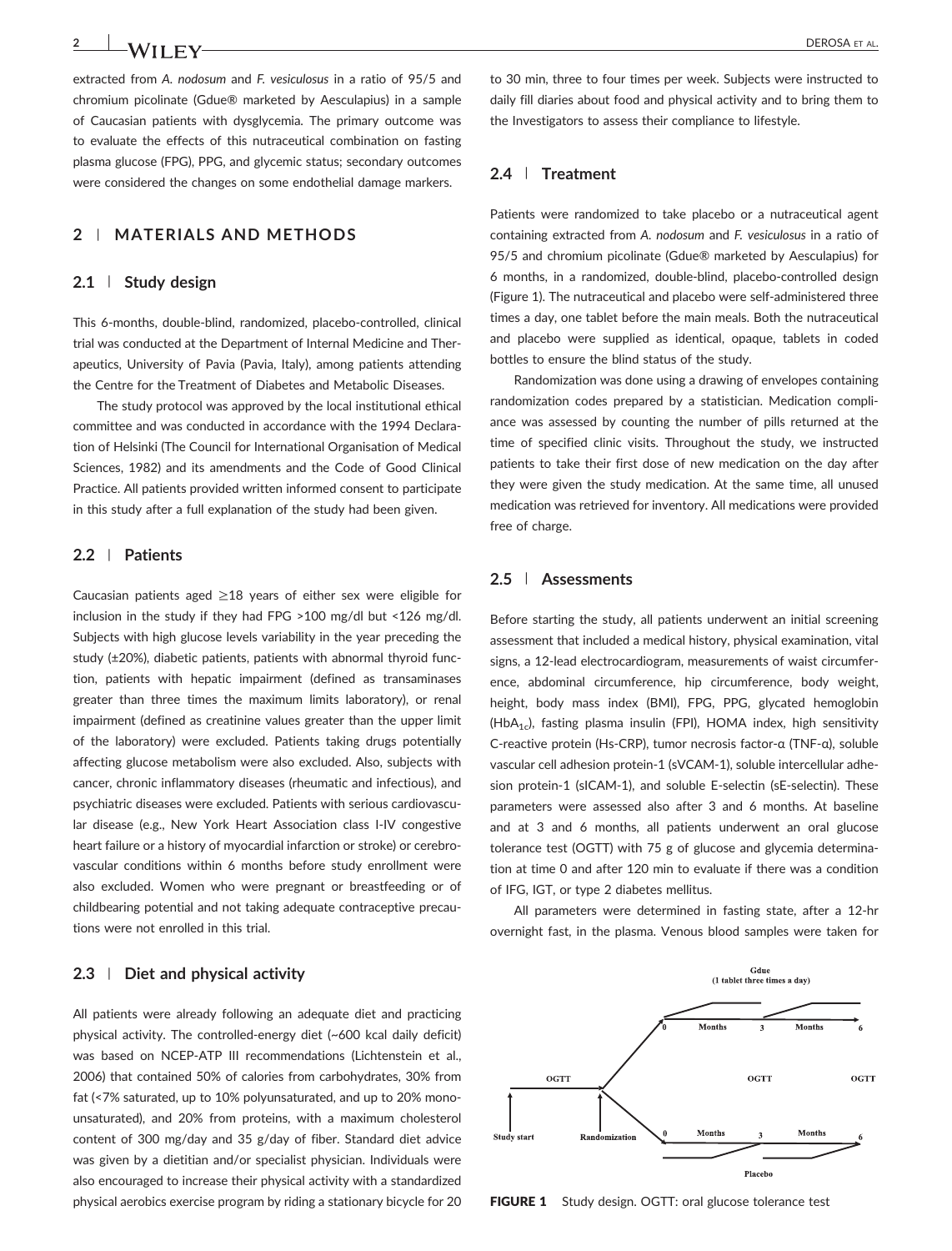extracted from *A. nodosum* and *F. vesiculosus* in a ratio of 95/5 and chromium picolinate (Gdue® marketed by Aesculapius) in a sample of Caucasian patients with dysglycemia. The primary outcome was to evaluate the effects of this nutraceutical combination on fasting plasma glucose (FPG), PPG, and glycemic status; secondary outcomes were considered the changes on some endothelial damage markers.

## 2 | MATERIALS AND METHODS

### 2.1 | Study design

This 6-months, double-blind, randomized, placebo-controlled, clinical trial was conducted at the Department of Internal Medicine and Therapeutics, University of Pavia (Pavia, Italy), among patients attending the Centre for the Treatment of Diabetes and Metabolic Diseases.

The study protocol was approved by the local institutional ethical committee and was conducted in accordance with the 1994 Declaration of Helsinki (The Council for International Organisation of Medical Sciences, 1982) and its amendments and the Code of Good Clinical Practice. All patients provided written informed consent to participate in this study after a full explanation of the study had been given.

### 2.2 | Patients

Caucasian patients aged ≥18 years of either sex were eligible for inclusion in the study if they had FPG >100 mg/dl but <126 mg/dl. Subjects with high glucose levels variability in the year preceding the study (±20%), diabetic patients, patients with abnormal thyroid function, patients with hepatic impairment (defined as transaminases greater than three times the maximum limits laboratory), or renal impairment (defined as creatinine values greater than the upper limit of the laboratory) were excluded. Patients taking drugs potentially affecting glucose metabolism were also excluded. Also, subjects with cancer, chronic inflammatory diseases (rheumatic and infectious), and psychiatric diseases were excluded. Patients with serious cardiovascular disease (e.g., New York Heart Association class I-IV congestive heart failure or a history of myocardial infarction or stroke) or cerebrovascular conditions within 6 months before study enrollment were also excluded. Women who were pregnant or breastfeeding or of childbearing potential and not taking adequate contraceptive precautions were not enrolled in this trial.

### 2.3 | Diet and physical activity

All patients were already following an adequate diet and practicing physical activity. The controlled-energy diet (~600 kcal daily deficit) was based on NCEP-ATP III recommendations (Lichtenstein et al., 2006) that contained 50% of calories from carbohydrates, 30% from fat (<7% saturated, up to 10% polyunsaturated, and up to 20% monounsaturated), and 20% from proteins, with a maximum cholesterol content of 300 mg/day and 35 g/day of fiber. Standard diet advice was given by a dietitian and/or specialist physician. Individuals were also encouraged to increase their physical activity with a standardized physical aerobics exercise program by riding a stationary bicycle for 20 to 30 min, three to four times per week. Subjects were instructed to daily fill diaries about food and physical activity and to bring them to the Investigators to assess their compliance to lifestyle.

### 2.4 | Treatment

Patients were randomized to take placebo or a nutraceutical agent containing extracted from *A. nodosum* and *F. vesiculosus* in a ratio of 95/5 and chromium picolinate (Gdue® marketed by Aesculapius) for 6 months, in a randomized, double-blind, placebo-controlled design (Figure 1). The nutraceutical and placebo were self-administered three times a day, one tablet before the main meals. Both the nutraceutical and placebo were supplied as identical, opaque, tablets in coded bottles to ensure the blind status of the study.

Randomization was done using a drawing of envelopes containing randomization codes prepared by a statistician. Medication compliance was assessed by counting the number of pills returned at the time of specified clinic visits. Throughout the study, we instructed patients to take their first dose of new medication on the day after they were given the study medication. At the same time, all unused medication was retrieved for inventory. All medications were provided free of charge.

### 2.5 | Assessments

Before starting the study, all patients underwent an initial screening assessment that included a medical history, physical examination, vital signs, a 12-lead electrocardiogram, measurements of waist circumference, abdominal circumference, hip circumference, body weight, height, body mass index (BMI), FPG, PPG, glycated hemoglobin ($HbA_{1c}$), fasting plasma insulin (FPI), HOMA index, high sensitivity C-reactive protein (Hs-CRP), tumor necrosis factor-α (TNF-α), soluble vascular cell adhesion protein-1 (sVCAM-1), soluble intercellular adhesion protein-1 (sICAM-1), and soluble E-selectin (sE-selectin). These parameters were assessed also after 3 and 6 months. At baseline and at 3 and 6 months, all patients underwent an oral glucose tolerance test (OGTT) with 75 g of glucose and glycemia determination at time 0 and after 120 min to evaluate if there was a condition of IFG, IGT, or type 2 diabetes mellitus.

All parameters were determined in fasting state, after a 12-hr overnight fast, in the plasma. Venous blood samples were taken for

**FIGURE 1** Study design. OGTT: oral glucose tolerance test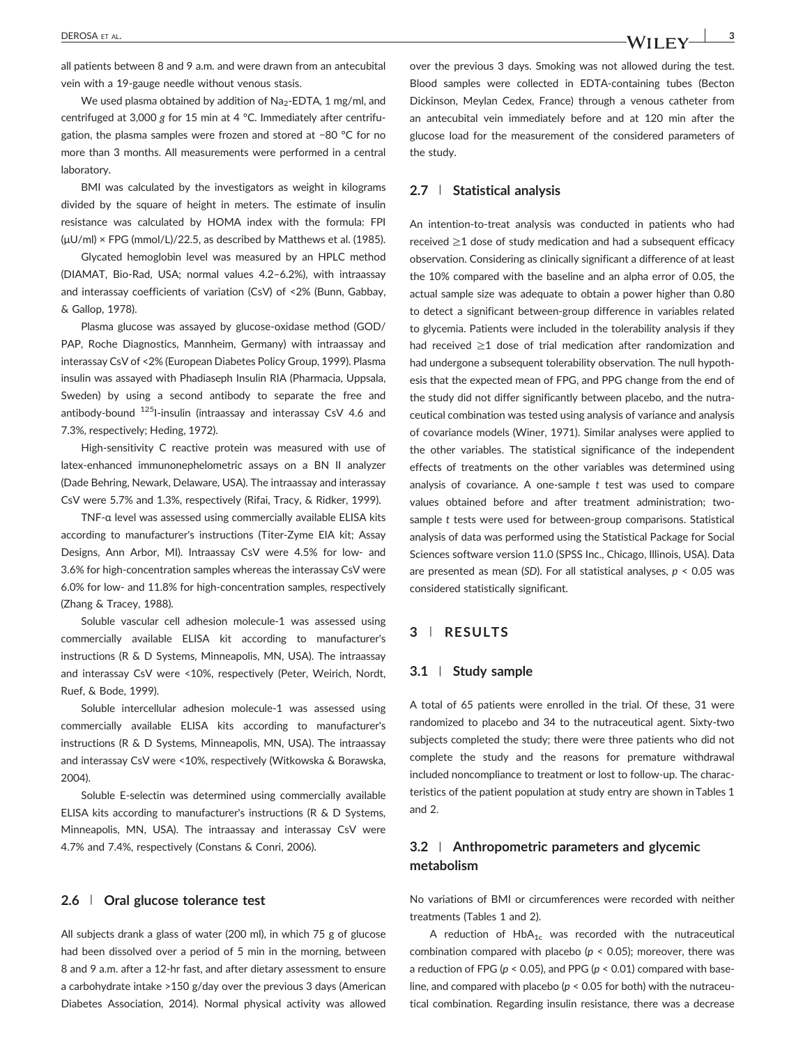all patients between 8 and 9 a.m. and were drawn from an antecubital vein with a 19-gauge needle without venous stasis.

We used plasma obtained by addition of $Na_2$-EDTA, 1 mg/ml, and centrifuged at 3,000 *g* for 15 min at 4 °C. Immediately after centrifugation, the plasma samples were frozen and stored at −80 °C for no more than 3 months. All measurements were performed in a central laboratory.

BMI was calculated by the investigators as weight in kilograms divided by the square of height in meters. The estimate of insulin resistance was calculated by HOMA index with the formula: FPI (μU/ml) × FPG (mmol/L)/22.5, as described by Matthews et al. (1985).

Glycated hemoglobin level was measured by an HPLC method (DIAMAT, Bio-Rad, USA; normal values 4.2–6.2%), with intraassay and interassay coefficients of variation (CsV) of <2% (Bunn, Gabbay, & Gallop, 1978).

Plasma glucose was assayed by glucose-oxidase method (GOD/PAP, Roche Diagnostics, Mannheim, Germany) with intraassay and interassay CsV of <2% (European Diabetes Policy Group, 1999). Plasma insulin was assayed with Phadiaseph Insulin RIA (Pharmacia, Uppsala, Sweden) by using a second antibody to separate the free and antibody-bound $^{125}$I-insulin (intraassay and interassay CsV 4.6 and 7.3%, respectively; Heding, 1972).

High-sensitivity C reactive protein was measured with use of latex-enhanced immunonephelometric assays on a BN II analyzer (Dade Behring, Newark, Delaware, USA). The intraassay and interassay CsV were 5.7% and 1.3%, respectively (Rifai, Tracy, & Ridker, 1999).

TNF-α level was assessed using commercially available ELISA kits according to manufacturer's instructions (Titer-Zyme EIA kit; Assay Designs, Ann Arbor, MI). Intraassay CsV were 4.5% for low- and 3.6% for high-concentration samples whereas the interassay CsV were 6.0% for low- and 11.8% for high-concentration samples, respectively (Zhang & Tracey, 1988).

Soluble vascular cell adhesion molecule-1 was assessed using commercially available ELISA kit according to manufacturer's instructions (R & D Systems, Minneapolis, MN, USA). The intraassay and interassay CsV were <10%, respectively (Peter, Weirich, Nordt, Ruef, & Bode, 1999).

Soluble intercellular adhesion molecule-1 was assessed using commercially available ELISA kits according to manufacturer's instructions (R & D Systems, Minneapolis, MN, USA). The intraassay and interassay CsV were <10%, respectively (Witkowska & Borawska, 2004).

Soluble E-selectin was determined using commercially available ELISA kits according to manufacturer's instructions (R & D Systems, Minneapolis, MN, USA). The intraassay and interassay CsV were 4.7% and 7.4%, respectively (Constans & Conri, 2006).

### 2.6 | Oral glucose tolerance test

All subjects drank a glass of water (200 ml), in which 75 g of glucose had been dissolved over a period of 5 min in the morning, between 8 and 9 a.m. after a 12-hr fast, and after dietary assessment to ensure a carbohydrate intake >150 g/day over the previous 3 days (American Diabetes Association, 2014). Normal physical activity was allowed over the previous 3 days. Smoking was not allowed during the test. Blood samples were collected in EDTA-containing tubes (Becton Dickinson, Meylan Cedex, France) through a venous catheter from an antecubital vein immediately before and at 120 min after the glucose load for the measurement of the considered parameters of the study.

### 2.7 | Statistical analysis

An intention-to-treat analysis was conducted in patients who had received ≥1 dose of study medication and had a subsequent efficacy observation. Considering as clinically significant a difference of at least the 10% compared with the baseline and an alpha error of 0.05, the actual sample size was adequate to obtain a power higher than 0.80 to detect a significant between-group difference in variables related to glycemia. Patients were included in the tolerability analysis if they had received ≥1 dose of trial medication after randomization and had undergone a subsequent tolerability observation. The null hypothesis that the expected mean of FPG, and PPG change from the end of the study did not differ significantly between placebo, and the nutraceutical combination was tested using analysis of variance and analysis of covariance models (Winer, 1971). Similar analyses were applied to the other variables. The statistical significance of the independent effects of treatments on the other variables was determined using analysis of covariance. A one-sample *t* test was used to compare values obtained before and after treatment administration; two-sample *t* tests were used for between-group comparisons. Statistical analysis of data was performed using the Statistical Package for Social Sciences software version 11.0 (SPSS Inc., Chicago, Illinois, USA). Data are presented as mean (*SD*). For all statistical analyses, $p < 0.05$ was considered statistically significant.

## 3 | RESULTS

### 3.1 | Study sample

A total of 65 patients were enrolled in the trial. Of these, 31 were randomized to placebo and 34 to the nutraceutical agent. Sixty-two subjects completed the study; there were three patients who did not complete the study and the reasons for premature withdrawal included noncompliance to treatment or lost to follow-up. The characteristics of the patient population at study entry are shown in Tables 1 and 2.

### 3.2 | Anthropometric parameters and glycemic metabolism

No variations of BMI or circumferences were recorded with neither treatments (Tables 1 and 2).

A reduction of $HbA_{1c}$ was recorded with the nutraceutical combination compared with placebo ($p < 0.05$); moreover, there was a reduction of FPG ($p < 0.05$), and PPG ($p < 0.01$) compared with baseline, and compared with placebo ($p < 0.05$ for both) with the nutraceutical combination. Regarding insulin resistance, there was a decrease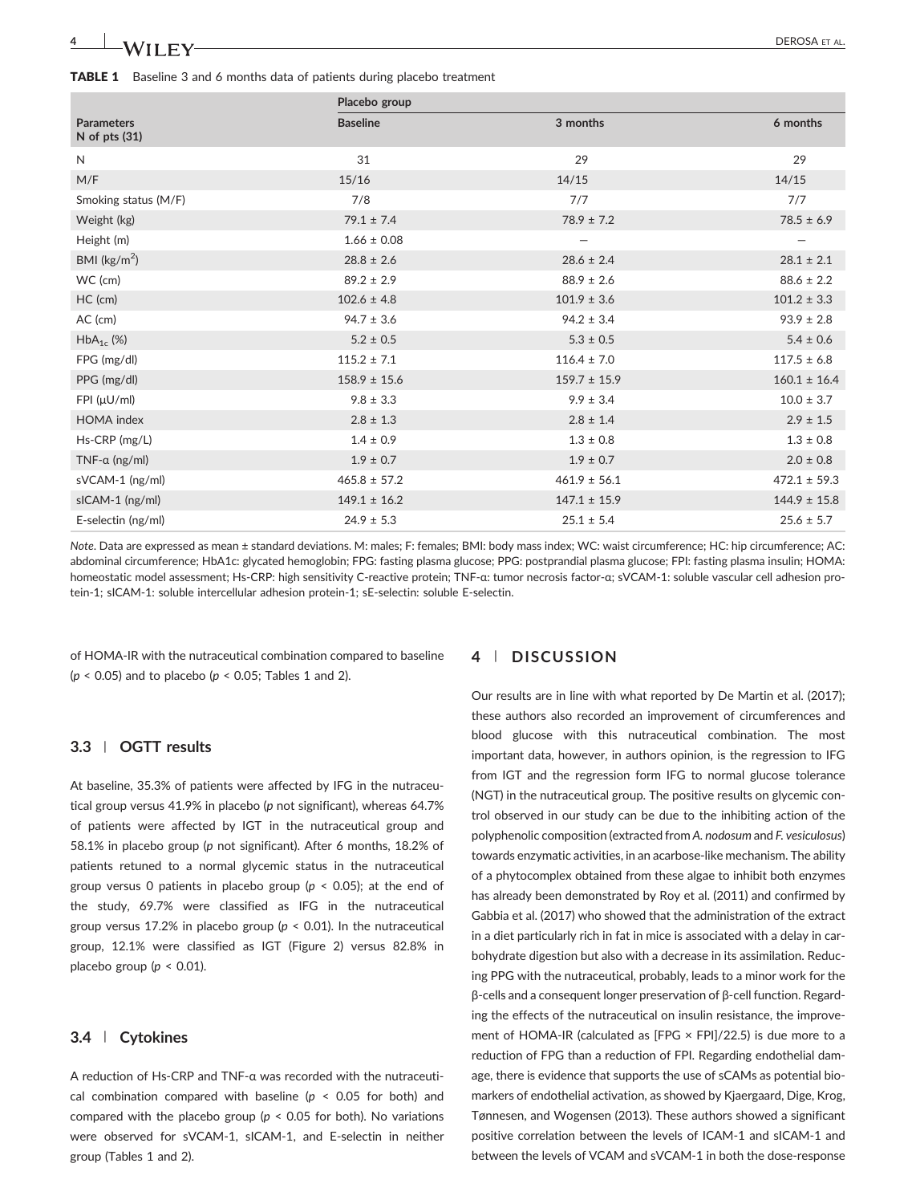**TABLE 1** Baseline 3 and 6 months data of patients during placebo treatment

| Parameters N of pts (31) | Placebo group Baseline | 3 months | 6 months |
|---|---|---|---|
| N | 31 | 29 | 29 |
| M/F | 15/16 | 14/15 | 14/15 |
| Smoking status (M/F) | 7/8 | 7/7 | 7/7 |
| Weight (kg) | 79.1 ± 7.4 | 78.9 ± 7.2 | 78.5 ± 6.9 |
| Height (m) | 1.66 ± 0.08 | — | — |
| BMI (kg/m$^2$) | 28.8 ± 2.6 | 28.6 ± 2.4 | 28.1 ± 2.1 |
| WC (cm) | 89.2 ± 2.9 | 88.9 ± 2.6 | 88.6 ± 2.2 |
| HC (cm) | 102.6 ± 4.8 | 101.9 ± 3.6 | 101.2 ± 3.3 |
| AC (cm) | 94.7 ± 3.6 | 94.2 ± 3.4 | 93.9 ± 2.8 |
| HbA$_{1c}$ (%) | 5.2 ± 0.5 | 5.3 ± 0.5 | 5.4 ± 0.6 |
| FPG (mg/dl) | 115.2 ± 7.1 | 116.4 ± 7.0 | 117.5 ± 6.8 |
| PPG (mg/dl) | 158.9 ± 15.6 | 159.7 ± 15.9 | 160.1 ± 16.4 |
| FPI (μU/ml) | 9.8 ± 3.3 | 9.9 ± 3.4 | 10.0 ± 3.7 |
| HOMA index | 2.8 ± 1.3 | 2.8 ± 1.4 | 2.9 ± 1.5 |
| Hs-CRP (mg/L) | 1.4 ± 0.9 | 1.3 ± 0.8 | 1.3 ± 0.8 |
| TNF-α (ng/ml) | 1.9 ± 0.7 | 1.9 ± 0.7 | 2.0 ± 0.8 |
| sVCAM-1 (ng/ml) | 465.8 ± 57.2 | 461.9 ± 56.1 | 472.1 ± 59.3 |
| sICAM-1 (ng/ml) | 149.1 ± 16.2 | 147.1 ± 15.9 | 144.9 ± 15.8 |
| E-selectin (ng/ml) | 24.9 ± 5.3 | 25.1 ± 5.4 | 25.6 ± 5.7 |

*Note*. Data are expressed as mean ± standard deviations. M: males; F: females; BMI: body mass index; WC: waist circumference; HC: hip circumference; AC: abdominal circumference; HbA1c: glycated hemoglobin; FPG: fasting plasma glucose; PPG: postprandial plasma glucose; FPI: fasting plasma insulin; HOMA: homeostatic model assessment; Hs-CRP: high sensitivity C-reactive protein; TNF-α: tumor necrosis factor-α; sVCAM-1: soluble vascular cell adhesion protein-1; sICAM-1: soluble intercellular adhesion protein-1; sE-selectin: soluble E-selectin.

of HOMA-IR with the nutraceutical combination compared to baseline ($p < 0.05$) and to placebo ($p < 0.05$; Tables 1 and 2).

### 3.3 | OGTT results

At baseline, 35.3% of patients were affected by IFG in the nutraceutical group versus 41.9% in placebo (*p* not significant), whereas 64.7% of patients were affected by IGT in the nutraceutical group and 58.1% in placebo group (*p* not significant). After 6 months, 18.2% of patients retuned to a normal glycemic status in the nutraceutical group versus 0 patients in placebo group ($p < 0.05$); at the end of the study, 69.7% were classified as IFG in the nutraceutical group versus 17.2% in placebo group ($p < 0.01$). In the nutraceutical group, 12.1% were classified as IGT (Figure 2) versus 82.8% in placebo group ($p < 0.01$).

### 3.4 | Cytokines

A reduction of Hs-CRP and TNF-α was recorded with the nutraceutical combination compared with baseline ($p < 0.05$ for both) and compared with the placebo group ($p < 0.05$ for both). No variations were observed for sVCAM-1, sICAM-1, and E-selectin in neither group (Tables 1 and 2).

## 4 | DISCUSSION

Our results are in line with what reported by De Martin et al. (2017); these authors also recorded an improvement of circumferences and blood glucose with this nutraceutical combination. The most important data, however, in authors opinion, is the regression to IFG from IGT and the regression form IFG to normal glucose tolerance (NGT) in the nutraceutical group. The positive results on glycemic control observed in our study can be due to the inhibiting action of the polyphenolic composition (extracted from *A. nodosum* and *F. vesiculosus*) towards enzymatic activities, in an acarbose-like mechanism. The ability of a phytocomplex obtained from these algae to inhibit both enzymes has already been demonstrated by Roy et al. (2011) and confirmed by Gabbia et al. (2017) who showed that the administration of the extract in a diet particularly rich in fat in mice is associated with a delay in carbohydrate digestion but also with a decrease in its assimilation. Reducing PPG with the nutraceutical, probably, leads to a minor work for the β-cells and a consequent longer preservation of β-cell function. Regarding the effects of the nutraceutical on insulin resistance, the improvement of HOMA-IR (calculated as [FPG × FPI]/22.5) is due more to a reduction of FPG than a reduction of FPI. Regarding endothelial damage, there is evidence that supports the use of sCAMs as potential biomarkers of endothelial activation, as showed by Kjaergaard, Dige, Krog, Tønnesen, and Wogensen (2013). These authors showed a significant positive correlation between the levels of ICAM-1 and sICAM-1 and between the levels of VCAM and sVCAM-1 in both the dose-response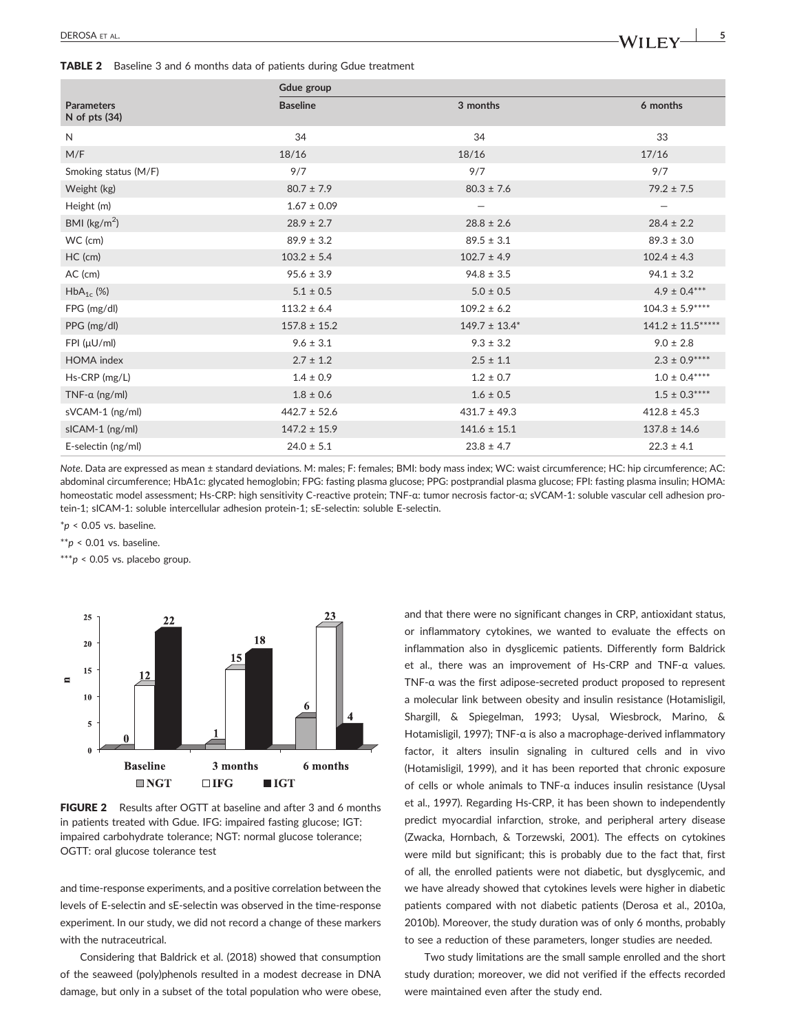**TABLE 2** Baseline 3 and 6 months data of patients during Gdue treatment

| Parameters N of pts (34) | Gdue group Baseline | 3 months | 6 months |
|---|---|---|---|
| N | 34 | 34 | 33 |
| M/F | 18/16 | 18/16 | 17/16 |
| Smoking status (M/F) | 9/7 | 9/7 | 9/7 |
| Weight (kg) | 80.7 ± 7.9 | 80.3 ± 7.6 | 79.2 ± 7.5 |
| Height (m) | 1.67 ± 0.09 | — | — |
| BMI (kg/m$^2$) | 28.9 ± 2.7 | 28.8 ± 2.6 | 28.4 ± 2.2 |
| WC (cm) | 89.9 ± 3.2 | 89.5 ± 3.1 | 89.3 ± 3.0 |
| HC (cm) | 103.2 ± 5.4 | 102.7 ± 4.9 | 102.4 ± 4.3 |
| AC (cm) | 95.6 ± 3.9 | 94.8 ± 3.5 | 94.1 ± 3.2 |
| $HbA_{1c}$ (%) | 5.1 ± 0.5 | 5.0 ± 0.5 | 4.9 ± 0.4*** |
| FPG (mg/dl) | 113.2 ± 6.4 | 109.2 ± 6.2 | 104.3 ± 5.9**** |
| PPG (mg/dl) | 157.8 ± 15.2 | 149.7 ± 13.4* | 141.2 ± 11.5***** |
| FPI (μU/ml) | 9.6 ± 3.1 | 9.3 ± 3.2 | 9.0 ± 2.8 |
| HOMA index | 2.7 ± 1.2 | 2.5 ± 1.1 | 2.3 ± 0.9**** |
| Hs-CRP (mg/L) | 1.4 ± 0.9 | 1.2 ± 0.7 | 1.0 ± 0.4**** |
| TNF-α (ng/ml) | 1.8 ± 0.6 | 1.6 ± 0.5 | 1.5 ± 0.3**** |
| sVCAM-1 (ng/ml) | 442.7 ± 52.6 | 431.7 ± 49.3 | 412.8 ± 45.3 |
| sICAM-1 (ng/ml) | 147.2 ± 15.9 | 141.6 ± 15.1 | 137.8 ± 14.6 |
| E-selectin (ng/ml) | 24.0 ± 5.1 | 23.8 ± 4.7 | 22.3 ± 4.1 |

*Note*. Data are expressed as mean ± standard deviations. M: males; F: females; BMI: body mass index; WC: waist circumference; HC: hip circumference; AC: abdominal circumference; HbA1c: glycated hemoglobin; FPG: fasting plasma glucose; PPG: postprandial plasma glucose; FPI: fasting plasma insulin; HOMA: homeostatic model assessment; Hs-CRP: high sensitivity C-reactive protein; TNF-α: tumor necrosis factor-α; sVCAM-1: soluble vascular cell adhesion protein-1; sICAM-1: soluble intercellular adhesion protein-1; sE-selectin: soluble E-selectin.

*$p < 0.05$ vs. baseline.

**$p < 0.01$ vs. baseline.

***$p < 0.05$ vs. placebo group.

**FIGURE 2** Results after OGTT at baseline and after 3 and 6 months in patients treated with Gdue. IFG: impaired fasting glucose; IGT: impaired carbohydrate tolerance; NGT: normal glucose tolerance; OGTT: oral glucose tolerance test

and time-response experiments, and a positive correlation between the levels of E-selectin and sE-selectin was observed in the time-response experiment. In our study, we did not record a change of these markers with the nutraceutrical.

Considering that Baldrick et al. (2018) showed that consumption of the seaweed (poly)phenols resulted in a modest decrease in DNA damage, but only in a subset of the total population who were obese, and that there were no significant changes in CRP, antioxidant status, or inflammatory cytokines, we wanted to evaluate the effects on inflammation also in dysglicemic patients. Differently form Baldrick et al., there was an improvement of Hs-CRP and TNF-α values. TNF-α was the first adipose-secreted product proposed to represent a molecular link between obesity and insulin resistance (Hotamisligil, Shargill, & Spiegelman, 1993; Uysal, Wiesbrock, Marino, & Hotamisligil, 1997); TNF-α is also a macrophage-derived inflammatory factor, it alters insulin signaling in cultured cells and in vivo (Hotamisligil, 1999), and it has been reported that chronic exposure of cells or whole animals to TNF-α induces insulin resistance (Uysal et al., 1997). Regarding Hs-CRP, it has been shown to independently predict myocardial infarction, stroke, and peripheral artery disease (Zwacka, Hornbach, & Torzewski, 2001). The effects on cytokines were mild but significant; this is probably due to the fact that, first of all, the enrolled patients were not diabetic, but dysglycemic, and we have already showed that cytokines levels were higher in diabetic patients compared with not diabetic patients (Derosa et al., 2010a, 2010b). Moreover, the study duration was of only 6 months, probably to see a reduction of these parameters, longer studies are needed.

Two study limitations are the small sample enrolled and the short study duration; moreover, we did not verified if the effects recorded were maintained even after the study end.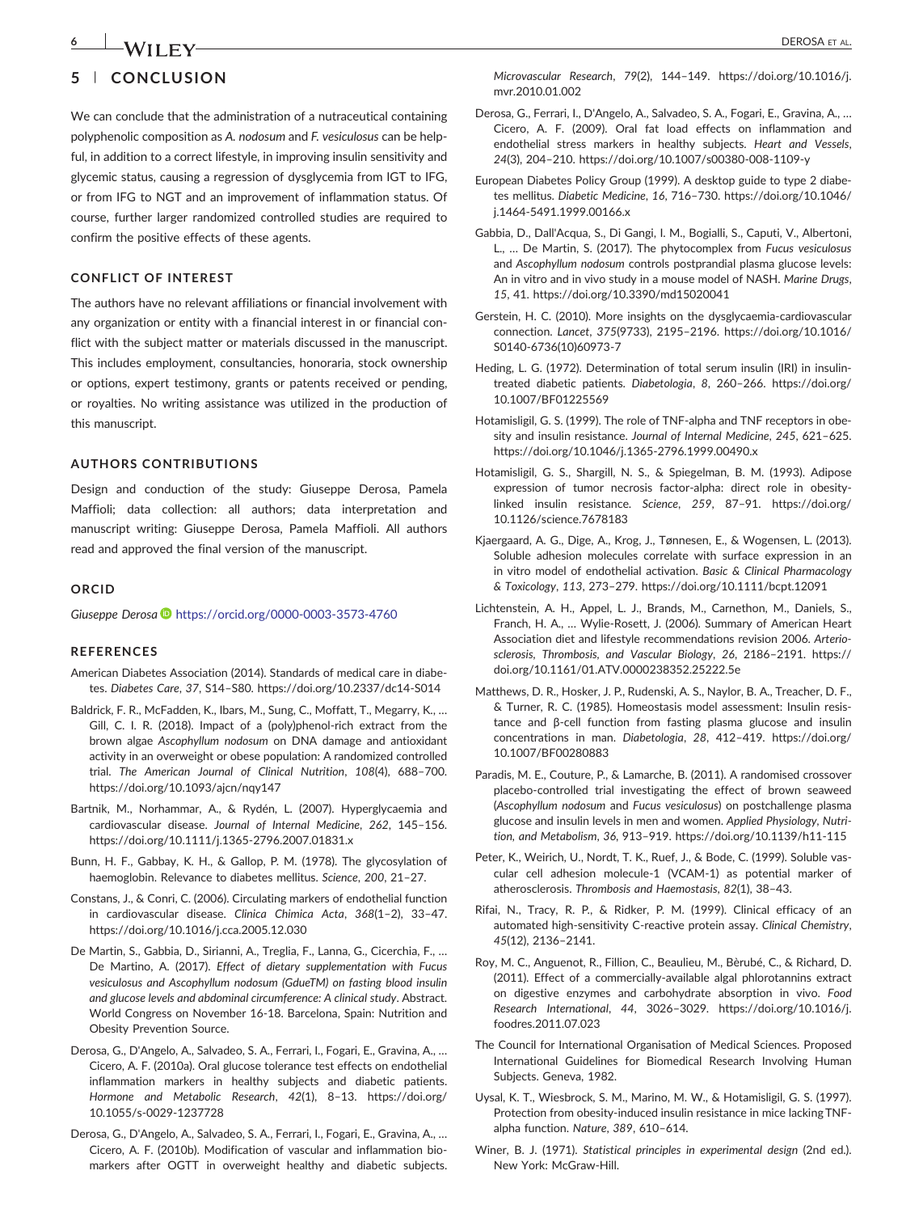## 5 | CONCLUSION

We can conclude that the administration of a nutraceutical containing polyphenolic composition as *A. nodosum* and *F. vesiculosus* can be helpful, in addition to a correct lifestyle, in improving insulin sensitivity and glycemic status, causing a regression of dysglycemia from IGT to IFG, or from IFG to NGT and an improvement of inflammation status. Of course, further larger randomized controlled studies are required to confirm the positive effects of these agents.

### CONFLICT OF INTEREST

The authors have no relevant affiliations or financial involvement with any organization or entity with a financial interest in or financial conflict with the subject matter or materials discussed in the manuscript. This includes employment, consultancies, honoraria, stock ownership or options, expert testimony, grants or patents received or pending, or royalties. No writing assistance was utilized in the production of this manuscript.

### AUTHORS CONTRIBUTIONS

Design and conduction of the study: Giuseppe Derosa, Pamela Maffioli; data collection: all authors; data interpretation and manuscript writing: Giuseppe Derosa, Pamela Maffioli. All authors read and approved the final version of the manuscript.

### ORCID

*Giuseppe Derosa* https://orcid.org/0000-0003-3573-4760

### REFERENCES

American Diabetes Association (2014). Standards of medical care in diabetes. *Diabetes Care*, *37*, S14–S80. https://doi.org/10.2337/dc14-S014

Baldrick, F. R., McFadden, K., Ibars, M., Sung, C., Moffatt, T., Megarry, K., … Gill, C. I. R. (2018). Impact of a (poly)phenol-rich extract from the brown algae *Ascophyllum nodosum* on DNA damage and antioxidant activity in an overweight or obese population: A randomized controlled trial. *The American Journal of Clinical Nutrition*, *108*(4), 688–700. https://doi.org/10.1093/ajcn/nqy147

Bartnik, M., Norhammar, A., & Rydén, L. (2007). Hyperglycaemia and cardiovascular disease. *Journal of Internal Medicine*, *262*, 145–156. https://doi.org/10.1111/j.1365-2796.2007.01831.x

Bunn, H. F., Gabbay, K. H., & Gallop, P. M. (1978). The glycosylation of haemoglobin. Relevance to diabetes mellitus. *Science*, *200*, 21–27.

Constans, J., & Conri, C. (2006). Circulating markers of endothelial function in cardiovascular disease. *Clinica Chimica Acta*, *368*(1–2), 33–47. https://doi.org/10.1016/j.cca.2005.12.030

De Martin, S., Gabbia, D., Sirianni, A., Treglia, F., Lanna, G., Cicerchia, F., … De Martino, A. (2017). *Effect of dietary supplementation with Fucus vesiculosus and Ascophyllum nodosum (GdueTM) on fasting blood insulin and glucose levels and abdominal circumference: A clinical study*. Abstract. World Congress on November 16-18. Barcelona, Spain: Nutrition and Obesity Prevention Source.

Derosa, G., D'Angelo, A., Salvadeo, S. A., Ferrari, I., Fogari, E., Gravina, A., … Cicero, A. F. (2010a). Oral glucose tolerance test effects on endothelial inflammation markers in healthy subjects and diabetic patients. *Hormone and Metabolic Research*, *42*(1), 8–13. https://doi.org/10.1055/s-0029-1237728

Derosa, G., D'Angelo, A., Salvadeo, S. A., Ferrari, I., Fogari, E., Gravina, A., … Cicero, A. F. (2010b). Modification of vascular and inflammation biomarkers after OGTT in overweight healthy and diabetic subjects. *Microvascular Research*, *79*(2), 144–149. https://doi.org/10.1016/j.mvr.2010.01.002

Derosa, G., Ferrari, I., D'Angelo, A., Salvadeo, S. A., Fogari, E., Gravina, A., … Cicero, A. F. (2009). Oral fat load effects on inflammation and endothelial stress markers in healthy subjects. *Heart and Vessels*, *24*(3), 204–210. https://doi.org/10.1007/s00380-008-1109-y

European Diabetes Policy Group (1999). A desktop guide to type 2 diabetes mellitus. *Diabetic Medicine*, *16*, 716–730. https://doi.org/10.1046/j.1464-5491.1999.00166.x

Gabbia, D., Dall'Acqua, S., Di Gangi, I. M., Bogialli, S., Caputi, V., Albertoni, L., … De Martin, S. (2017). The phytocomplex from *Fucus vesiculosus* and *Ascophyllum nodosum* controls postprandial plasma glucose levels: An in vitro and in vivo study in a mouse model of NASH. *Marine Drugs*, *15*, 41. https://doi.org/10.3390/md15020041

Gerstein, H. C. (2010). More insights on the dysglycaemia-cardiovascular connection. *Lancet*, *375*(9733), 2195–2196. https://doi.org/10.1016/S0140-6736(10)60973-7

Heding, L. G. (1972). Determination of total serum insulin (IRI) in insulin-treated diabetic patients. *Diabetologia*, *8*, 260–266. https://doi.org/10.1007/BF01225569

Hotamisligil, G. S. (1999). The role of TNF-alpha and TNF receptors in obesity and insulin resistance. *Journal of Internal Medicine*, *245*, 621–625. https://doi.org/10.1046/j.1365-2796.1999.00490.x

Hotamisligil, G. S., Shargill, N. S., & Spiegelman, B. M. (1993). Adipose expression of tumor necrosis factor-alpha: direct role in obesity-linked insulin resistance. *Science*, *259*, 87–91. https://doi.org/10.1126/science.7678183

Kjaergaard, A. G., Dige, A., Krog, J., Tønnesen, E., & Wogensen, L. (2013). Soluble adhesion molecules correlate with surface expression in an in vitro model of endothelial activation. *Basic & Clinical Pharmacology & Toxicology*, *113*, 273–279. https://doi.org/10.1111/bcpt.12091

Lichtenstein, A. H., Appel, L. J., Brands, M., Carnethon, M., Daniels, S., Franch, H. A., … Wylie-Rosett, J. (2006). Summary of American Heart Association diet and lifestyle recommendations revision 2006. *Arteriosclerosis, Thrombosis, and Vascular Biology*, *26*, 2186–2191. https://doi.org/10.1161/01.ATV.0000238352.25222.5e

Matthews, D. R., Hosker, J. P., Rudenski, A. S., Naylor, B. A., Treacher, D. F., & Turner, R. C. (1985). Homeostasis model assessment: Insulin resistance and β-cell function from fasting plasma glucose and insulin concentrations in man. *Diabetologia*, *28*, 412–419. https://doi.org/10.1007/BF00280883

Paradis, M. E., Couture, P., & Lamarche, B. (2011). A randomised crossover placebo-controlled trial investigating the effect of brown seaweed (*Ascophyllum nodosum* and *Fucus vesiculosus*) on postchallenge plasma glucose and insulin levels in men and women. *Applied Physiology, Nutrition, and Metabolism*, *36*, 913–919. https://doi.org/10.1139/h11-115

Peter, K., Weirich, U., Nordt, T. K., Ruef, J., & Bode, C. (1999). Soluble vascular cell adhesion molecule-1 (VCAM-1) as potential marker of atherosclerosis. *Thrombosis and Haemostasis*, *82*(1), 38–43.

Rifai, N., Tracy, R. P., & Ridker, P. M. (1999). Clinical efficacy of an automated high-sensitivity C-reactive protein assay. *Clinical Chemistry*, *45*(12), 2136–2141.

Roy, M. C., Anguenot, R., Fillion, C., Beaulieu, M., Bèrubé, C., & Richard, D. (2011). Effect of a commercially-available algal phlorotannins extract on digestive enzymes and carbohydrate absorption in vivo. *Food Research International*, *44*, 3026–3029. https://doi.org/10.1016/j.foodres.2011.07.023

The Council for International Organisation of Medical Sciences. Proposed International Guidelines for Biomedical Research Involving Human Subjects. Geneva, 1982.

Uysal, K. T., Wiesbrock, S. M., Marino, M. W., & Hotamisligil, G. S. (1997). Protection from obesity-induced insulin resistance in mice lacking TNF-alpha function. *Nature*, *389*, 610–614.

Winer, B. J. (1971). *Statistical principles in experimental design* (2nd ed.). New York: McGraw-Hill.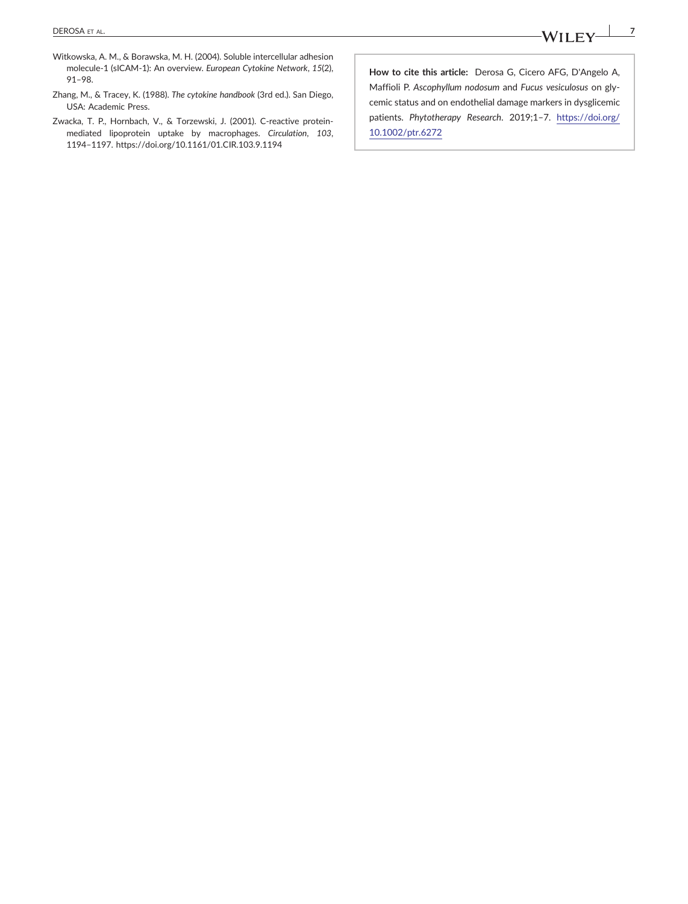Witkowska, A. M., & Borawska, M. H. (2004). Soluble intercellular adhesion molecule-1 (sICAM-1): An overview. *European Cytokine Network*, *15*(2), 91–98.

Zhang, M., & Tracey, K. (1988). *The cytokine handbook* (3rd ed.). San Diego, USA: Academic Press.

Zwacka, T. P., Hornbach, V., & Torzewski, J. (2001). C-reactive protein-mediated lipoprotein uptake by macrophages. *Circulation*, *103*, 1194–1197. https://doi.org/10.1161/01.CIR.103.9.1194

**How to cite this article:** Derosa G, Cicero AFG, D'Angelo A, Maffioli P. *Ascophyllum nodosum* and *Fucus vesiculosus* on glycemic status and on endothelial damage markers in dysglicemic patients. *Phytotherapy Research*. 2019;1–7. https://doi.org/10.1002/ptr.6272